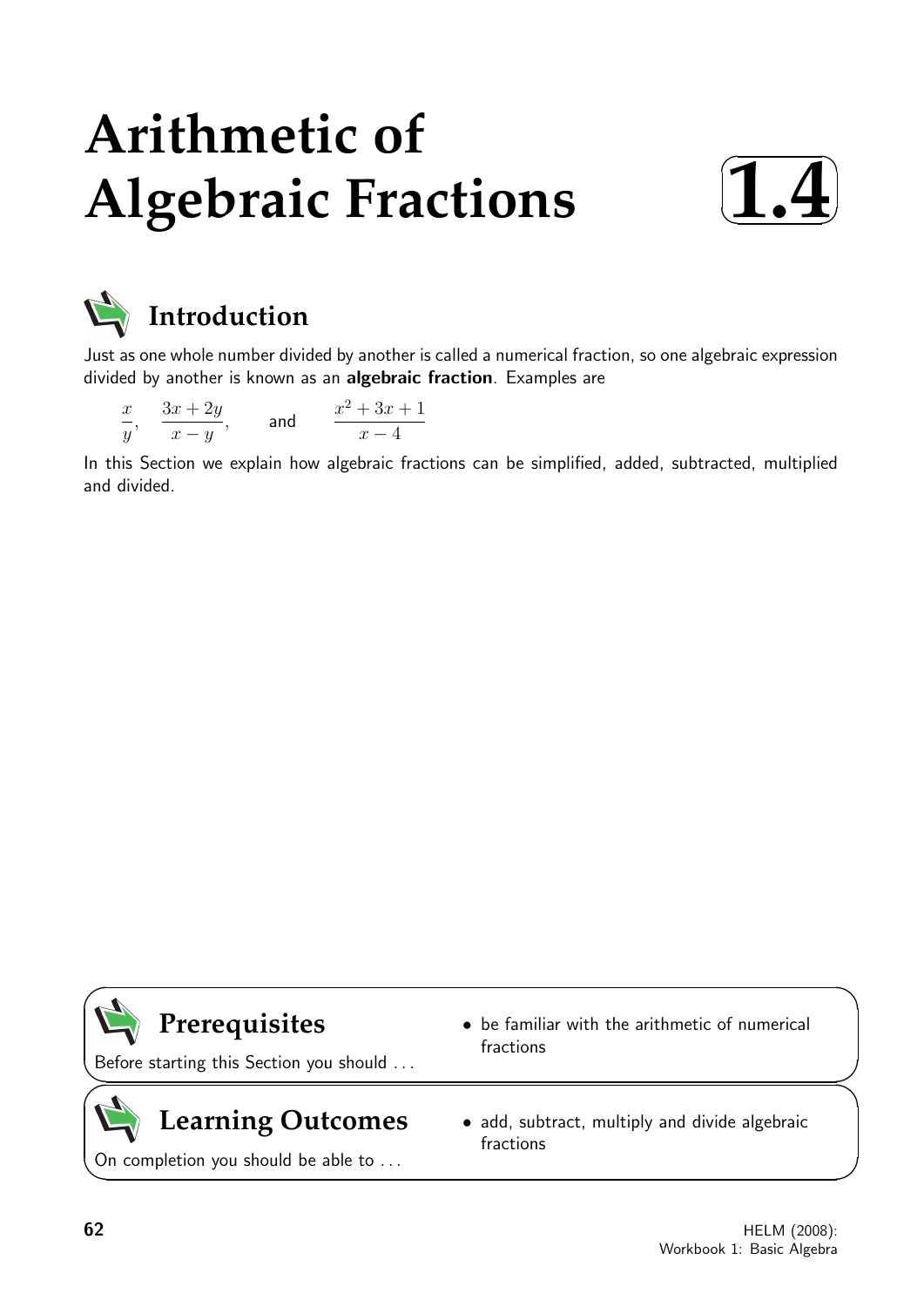# Arithmetic of Algebraic Fractions

**1.4**

## Introduction

Just as one whole number divided by another is called a numerical fraction, so one algebraic expression divided by another is known as an **algebraic fraction**. Examples are

$$\frac{x}{y}, \quad \frac{3x+2y}{x-y}, \quad \text{and} \quad \frac{x^2+3x+1}{x-4}$$

In this Section we explain how algebraic fractions can be simplified, added, subtracted, multiplied and divided.

## Prerequisites

Before starting this Section you should ...

- be familiar with the arithmetic of numerical fractions

## Learning Outcomes

On completion you should be able to ...

- add, subtract, multiply and divide algebraic fractions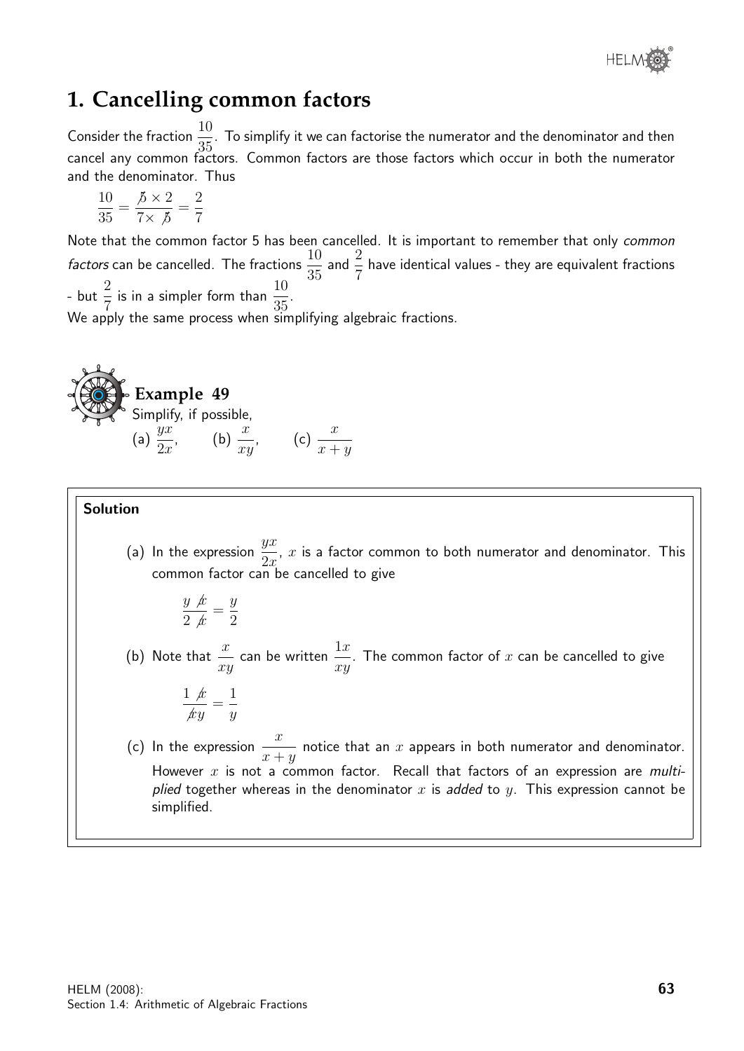## 1. Cancelling common factors

Consider the fraction $\frac{10}{35}$. To simplify it we can factorise the numerator and the denominator and then cancel any common factors. Common factors are those factors which occur in both the numerator and the denominator. Thus

$$\frac{10}{35} = \frac{\not{5} \times 2}{7 \times \not{5}} = \frac{2}{7}$$

Note that the common factor 5 has been cancelled. It is important to remember that only *common factors* can be cancelled. The fractions $\frac{10}{35}$ and $\frac{2}{7}$ have identical values - they are equivalent fractions - but $\frac{2}{7}$ is in a simpler form than $\frac{10}{35}$.

We apply the same process when simplifying algebraic fractions.

### Example 49

Simplify, if possible,

(a) $\frac{yx}{2x}$, (b) $\frac{x}{xy}$, (c) $\frac{x}{x+y}$

**Solution**

(a) In the expression $\frac{yx}{2x}$, $x$ is a factor common to both numerator and denominator. This common factor can be cancelled to give

$$\frac{y\,\not{x}}{2\,\not{x}} = \frac{y}{2}$$

(b) Note that $\frac{x}{xy}$ can be written $\frac{1x}{xy}$. The common factor of $x$ can be cancelled to give

$$\frac{1\,\not{x}}{\not{x}y} = \frac{1}{y}$$

(c) In the expression $\frac{x}{x+y}$ notice that an $x$ appears in both numerator and denominator. However $x$ is not a common factor. Recall that factors of an expression are *multiplied* together whereas in the denominator $x$ is *added* to $y$. This expression cannot be simplified.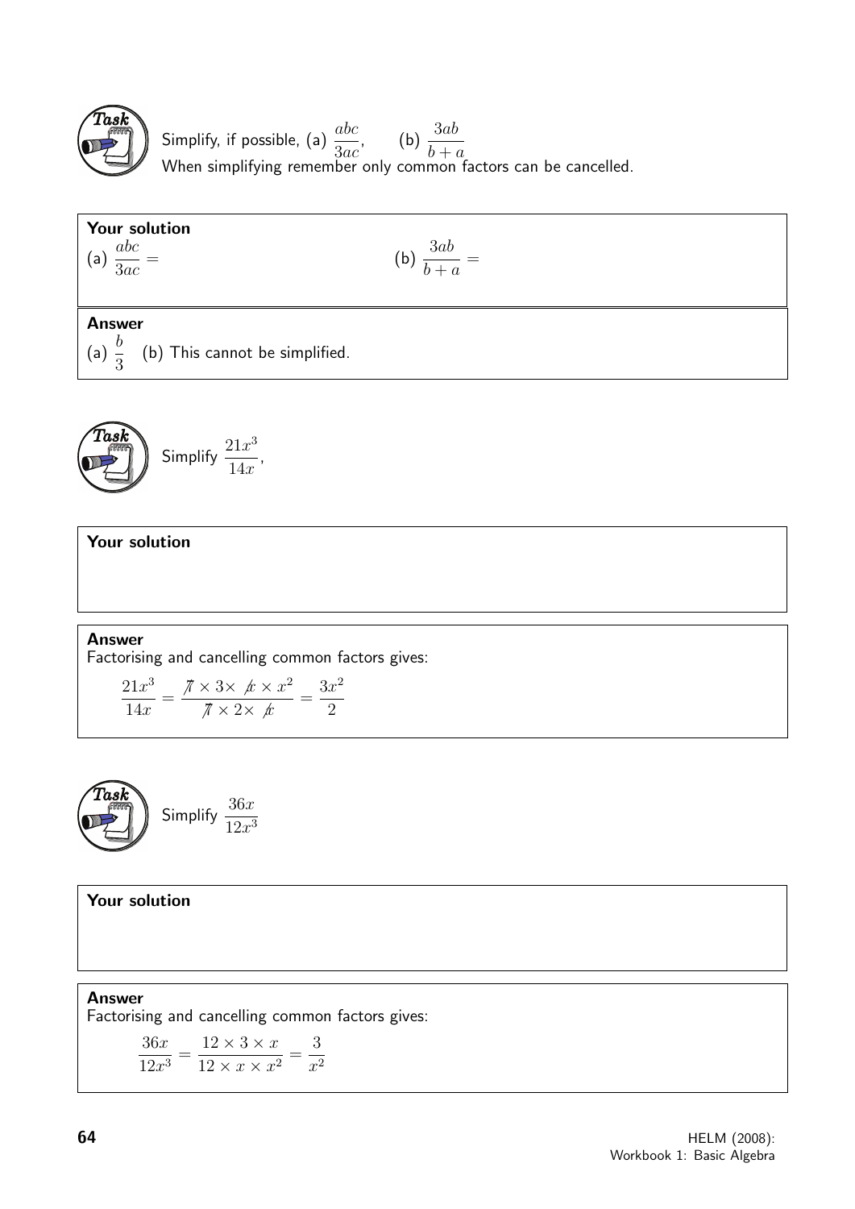**Task**

Simplify, if possible, (a) $\dfrac{abc}{3ac}$, (b) $\dfrac{3ab}{b+a}$

When simplifying remember only common factors can be cancelled.

**Your solution**

(a) $\dfrac{abc}{3ac} =$ (b) $\dfrac{3ab}{b+a} =$

**Answer**

(a) $\dfrac{b}{3}$ (b) This cannot be simplified.

**Task**

Simplify $\dfrac{21x^3}{14x}$,

**Your solution**

**Answer**

Factorising and cancelling common factors gives:

$$\frac{21x^3}{14x} = \frac{\cancel{7} \times 3 \times \cancel{x} \times x^2}{\cancel{7} \times 2 \times \cancel{x}} = \frac{3x^2}{2}$$

**Task**

Simplify $\dfrac{36x}{12x^3}$

**Your solution**

**Answer**

Factorising and cancelling common factors gives:

$$\frac{36x}{12x^3} = \frac{12 \times 3 \times x}{12 \times x \times x^2} = \frac{3}{x^2}$$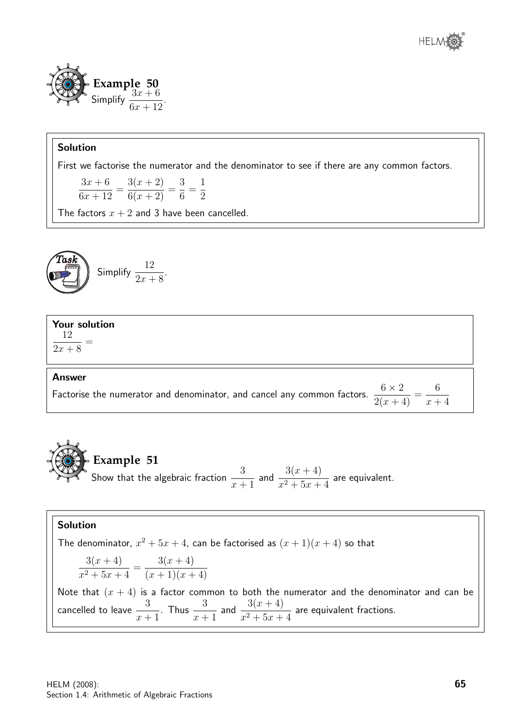**Example 50**

Simplify $\dfrac{3x+6}{6x+12}$.

**Solution**

First we factorise the numerator and the denominator to see if there are any common factors.

$$\frac{3x+6}{6x+12} = \frac{3(x+2)}{6(x+2)} = \frac{3}{6} = \frac{1}{2}$$

The factors $x+2$ and 3 have been cancelled.

**Task**

Simplify $\dfrac{12}{2x+8}$.

**Your solution**

$\dfrac{12}{2x+8} =$

**Answer**

Factorise the numerator and denominator, and cancel any common factors. $\dfrac{6 \times 2}{2(x+4)} = \dfrac{6}{x+4}$

**Example 51**

Show that the algebraic fraction $\dfrac{3}{x+1}$ and $\dfrac{3(x+4)}{x^2+5x+4}$ are equivalent.

**Solution**

The denominator, $x^2+5x+4$, can be factorised as $(x+1)(x+4)$ so that

$$\frac{3(x+4)}{x^2+5x+4} = \frac{3(x+4)}{(x+1)(x+4)}$$

Note that $(x+4)$ is a factor common to both the numerator and the denominator and can be cancelled to leave $\dfrac{3}{x+1}$. Thus $\dfrac{3}{x+1}$ and $\dfrac{3(x+4)}{x^2+5x+4}$ are equivalent fractions.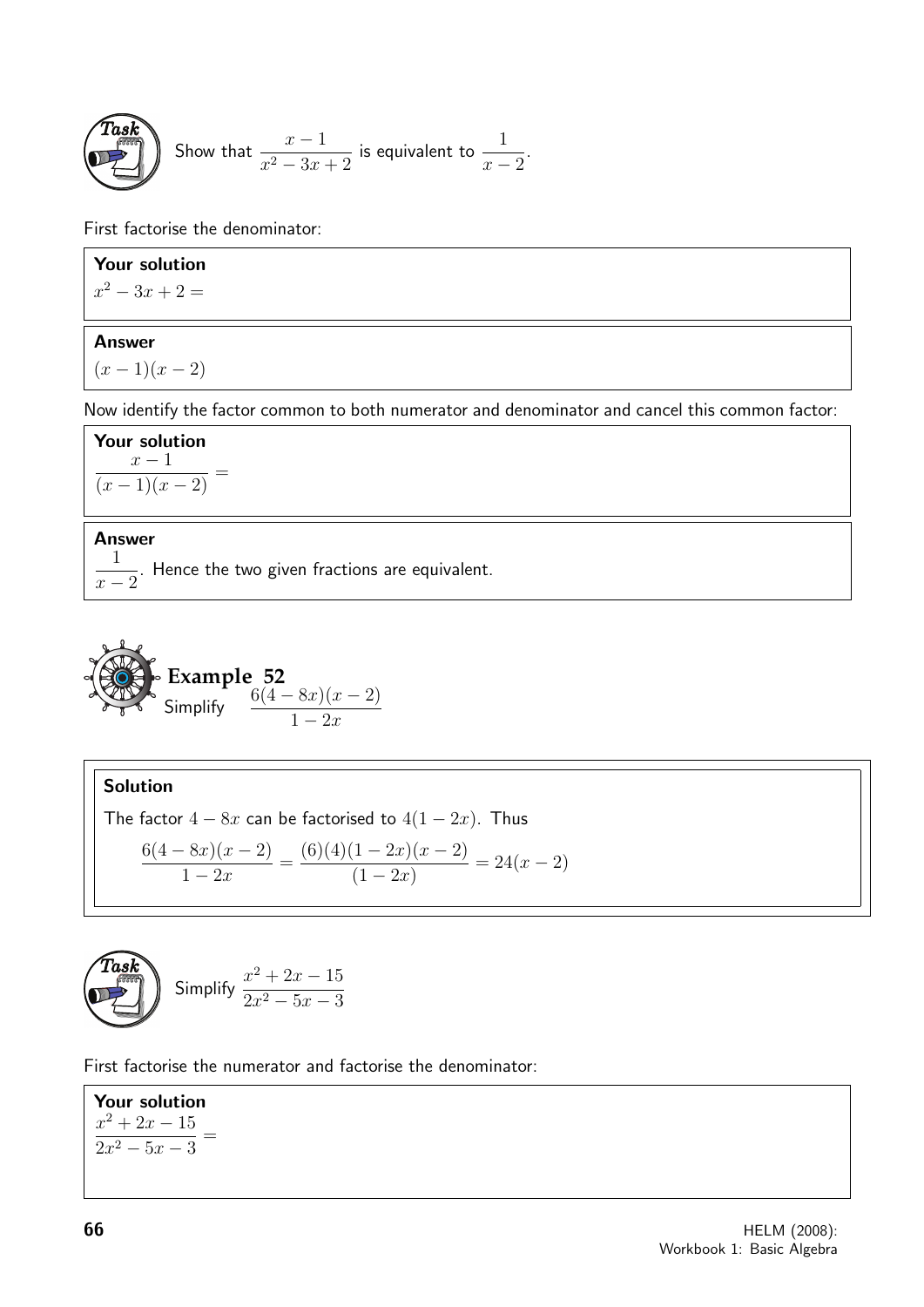**Task**

Show that $\dfrac{x-1}{x^2-3x+2}$ is equivalent to $\dfrac{1}{x-2}$.

First factorise the denominator:

**Your solution**

$x^2 - 3x + 2 =$

**Answer**

$(x-1)(x-2)$

Now identify the factor common to both numerator and denominator and cancel this common factor:

**Your solution**

$$\frac{x-1}{(x-1)(x-2)} =$$

**Answer**

$\dfrac{1}{x-2}$. Hence the two given fractions are equivalent.

## Example 52

Simplify $\dfrac{6(4-8x)(x-2)}{1-2x}$

**Solution**

The factor $4-8x$ can be factorised to $4(1-2x)$. Thus

$$\frac{6(4-8x)(x-2)}{1-2x} = \frac{(6)(4)(1-2x)(x-2)}{(1-2x)} = 24(x-2)$$

**Task**

Simplify $\dfrac{x^2+2x-15}{2x^2-5x-3}$

First factorise the numerator and factorise the denominator:

**Your solution**

$$\frac{x^2+2x-15}{2x^2-5x-3} =$$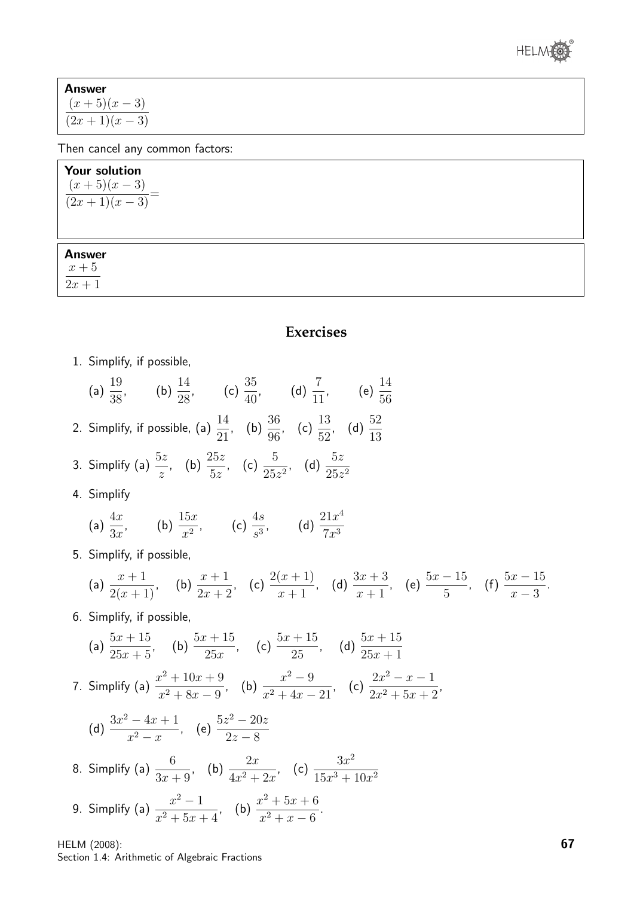**Answer**

$\dfrac{(x+5)(x-3)}{(2x+1)(x-3)}$

Then cancel any common factors:

**Your solution**

$\dfrac{(x+5)(x-3)}{(2x+1)(x-3)} =$

**Answer**

$\dfrac{x+5}{2x+1}$

## Exercises

1. Simplify, if possible,

   (a) $\dfrac{19}{38}$, (b) $\dfrac{14}{28}$, (c) $\dfrac{35}{40}$, (d) $\dfrac{7}{11}$, (e) $\dfrac{14}{56}$

2. Simplify, if possible, (a) $\dfrac{14}{21}$, (b) $\dfrac{36}{96}$, (c) $\dfrac{13}{52}$, (d) $\dfrac{52}{13}$

3. Simplify (a) $\dfrac{5z}{z}$, (b) $\dfrac{25z}{5z}$, (c) $\dfrac{5}{25z^2}$, (d) $\dfrac{5z}{25z^2}$

4. Simplify

   (a) $\dfrac{4x}{3x}$, (b) $\dfrac{15x}{x^2}$, (c) $\dfrac{4s}{s^3}$, (d) $\dfrac{21x^4}{7x^3}$

5. Simplify, if possible,

   (a) $\dfrac{x+1}{2(x+1)}$, (b) $\dfrac{x+1}{2x+2}$, (c) $\dfrac{2(x+1)}{x+1}$, (d) $\dfrac{3x+3}{x+1}$, (e) $\dfrac{5x-15}{5}$, (f) $\dfrac{5x-15}{x-3}$.

6. Simplify, if possible,

   (a) $\dfrac{5x+15}{25x+5}$, (b) $\dfrac{5x+15}{25x}$, (c) $\dfrac{5x+15}{25}$, (d) $\dfrac{5x+15}{25x+1}$

7. Simplify (a) $\dfrac{x^2+10x+9}{x^2+8x-9}$, (b) $\dfrac{x^2-9}{x^2+4x-21}$, (c) $\dfrac{2x^2-x-1}{2x^2+5x+2}$,

   (d) $\dfrac{3x^2-4x+1}{x^2-x}$, (e) $\dfrac{5z^2-20z}{2z-8}$

8. Simplify (a) $\dfrac{6}{3x+9}$, (b) $\dfrac{2x}{4x^2+2x}$, (c) $\dfrac{3x^2}{15x^3+10x^2}$

9. Simplify (a) $\dfrac{x^2-1}{x^2+5x+4}$, (b) $\dfrac{x^2+5x+6}{x^2+x-6}$.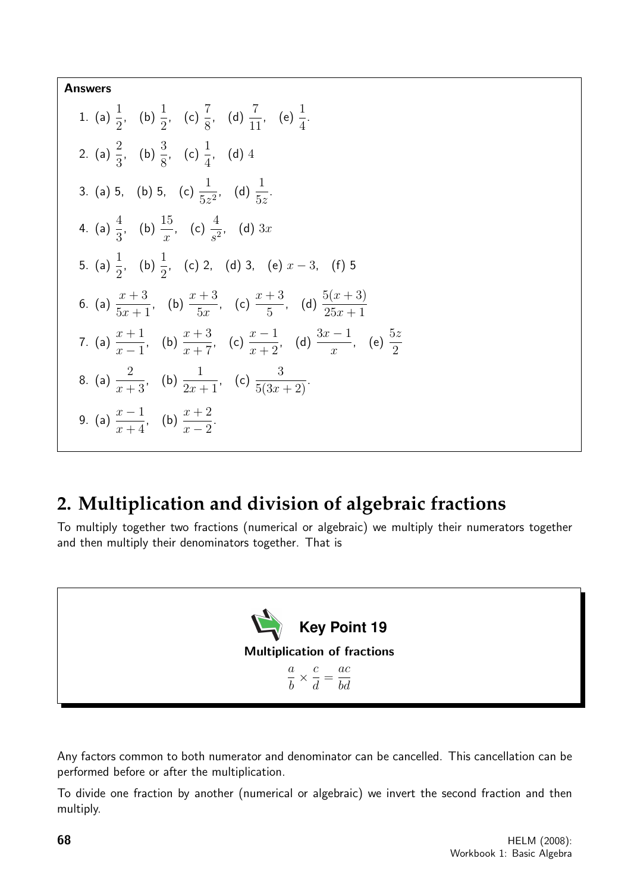**Answers**

1. (a) $\frac{1}{2}$, (b) $\frac{1}{2}$, (c) $\frac{7}{8}$, (d) $\frac{7}{11}$, (e) $\frac{1}{4}$.

2. (a) $\frac{2}{3}$, (b) $\frac{3}{8}$, (c) $\frac{1}{4}$, (d) $4$

3. (a) 5, (b) 5, (c) $\frac{1}{5z^2}$, (d) $\frac{1}{5z}$.

4. (a) $\frac{4}{3}$, (b) $\frac{15}{x}$, (c) $\frac{4}{s^2}$, (d) $3x$

5. (a) $\frac{1}{2}$, (b) $\frac{1}{2}$, (c) 2, (d) 3, (e) $x-3$, (f) 5

6. (a) $\frac{x+3}{5x+1}$, (b) $\frac{x+3}{5x}$, (c) $\frac{x+3}{5}$, (d) $\frac{5(x+3)}{25x+1}$

7. (a) $\frac{x+1}{x-1}$, (b) $\frac{x+3}{x+7}$, (c) $\frac{x-1}{x+2}$, (d) $\frac{3x-1}{x}$, (e) $\frac{5z}{2}$

8. (a) $\frac{2}{x+3}$, (b) $\frac{1}{2x+1}$, (c) $\frac{3}{5(3x+2)}$.

9. (a) $\frac{x-1}{x+4}$, (b) $\frac{x+2}{x-2}$.

## 2. Multiplication and division of algebraic fractions

To multiply together two fractions (numerical or algebraic) we multiply their numerators together and then multiply their denominators together. That is

**Key Point 19**

**Multiplication of fractions**

$$\frac{a}{b} \times \frac{c}{d} = \frac{ac}{bd}$$

Any factors common to both numerator and denominator can be cancelled. This cancellation can be performed before or after the multiplication.

To divide one fraction by another (numerical or algebraic) we invert the second fraction and then multiply.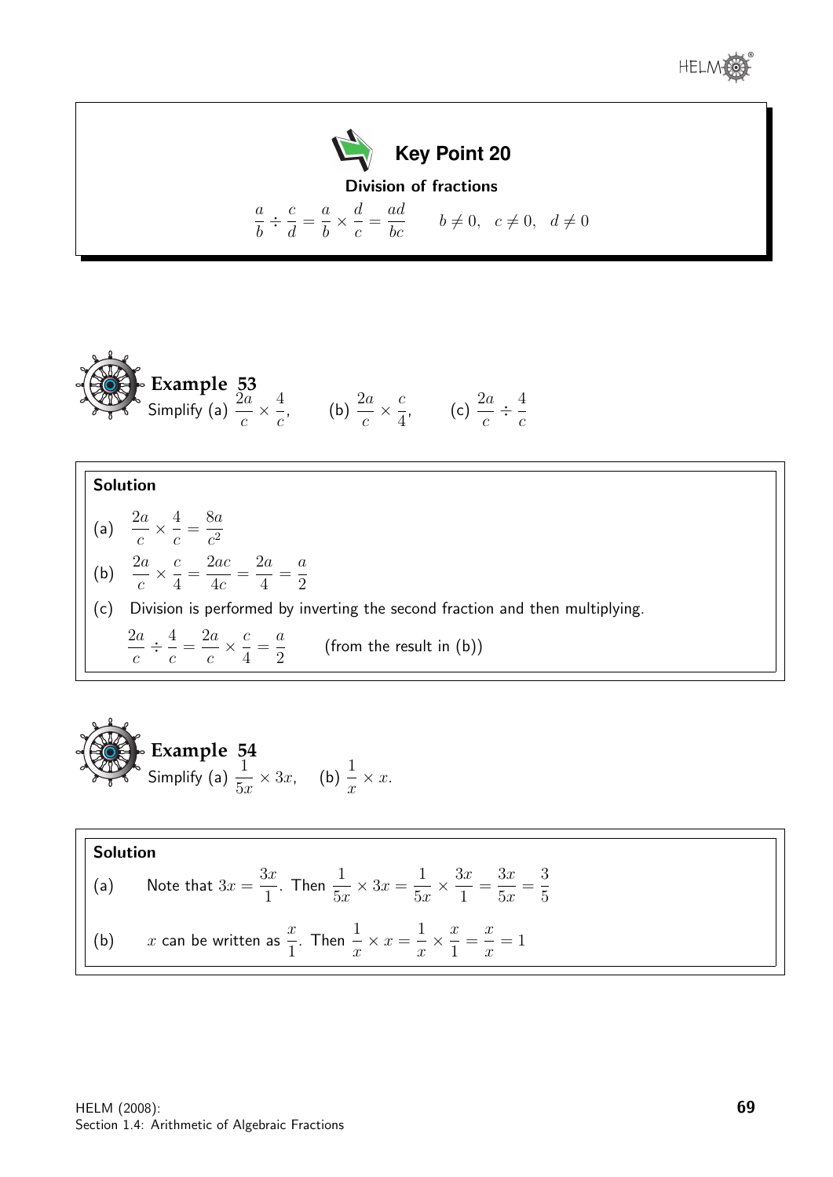**Key Point 20**

**Division of fractions**

$$\frac{a}{b} \div \frac{c}{d} = \frac{a}{b} \times \frac{d}{c} = \frac{ad}{bc} \qquad b \neq 0, \quad c \neq 0, \quad d \neq 0$$

**Example 53**

Simplify (a) $\frac{2a}{c} \times \frac{4}{c}$, (b) $\frac{2a}{c} \times \frac{c}{4}$, (c) $\frac{2a}{c} \div \frac{4}{c}$

**Solution**

(a) $\frac{2a}{c} \times \frac{4}{c} = \frac{8a}{c^2}$

(b) $\frac{2a}{c} \times \frac{c}{4} = \frac{2ac}{4c} = \frac{2a}{4} = \frac{a}{2}$

(c) Division is performed by inverting the second fraction and then multiplying.

$\frac{2a}{c} \div \frac{4}{c} = \frac{2a}{c} \times \frac{c}{4} = \frac{a}{2}$ (from the result in (b))

**Example 54**

Simplify (a) $\frac{1}{5x} \times 3x$, (b) $\frac{1}{x} \times x$.

**Solution**

(a) Note that $3x = \frac{3x}{1}$. Then $\frac{1}{5x} \times 3x = \frac{1}{5x} \times \frac{3x}{1} = \frac{3x}{5x} = \frac{3}{5}$

(b) $x$ can be written as $\frac{x}{1}$. Then $\frac{1}{x} \times x = \frac{1}{x} \times \frac{x}{1} = \frac{x}{x} = 1$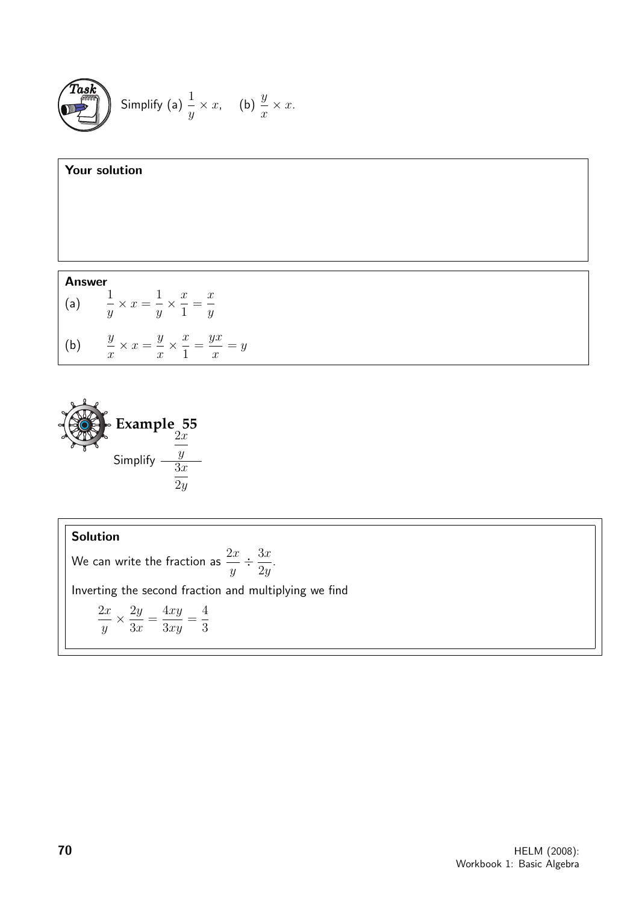**Task**

Simplify (a) $\dfrac{1}{y} \times x$, (b) $\dfrac{y}{x} \times x$.

**Your solution**

**Answer**

(a) $\dfrac{1}{y} \times x = \dfrac{1}{y} \times \dfrac{x}{1} = \dfrac{x}{y}$

(b) $\dfrac{y}{x} \times x = \dfrac{y}{x} \times \dfrac{x}{1} = \dfrac{yx}{x} = y$

**Example 55**

Simplify $\dfrac{\dfrac{2x}{y}}{\dfrac{3x}{2y}}$

**Solution**

We can write the fraction as $\dfrac{2x}{y} \div \dfrac{3x}{2y}$.

Inverting the second fraction and multiplying we find

$$\frac{2x}{y} \times \frac{2y}{3x} = \frac{4xy}{3xy} = \frac{4}{3}$$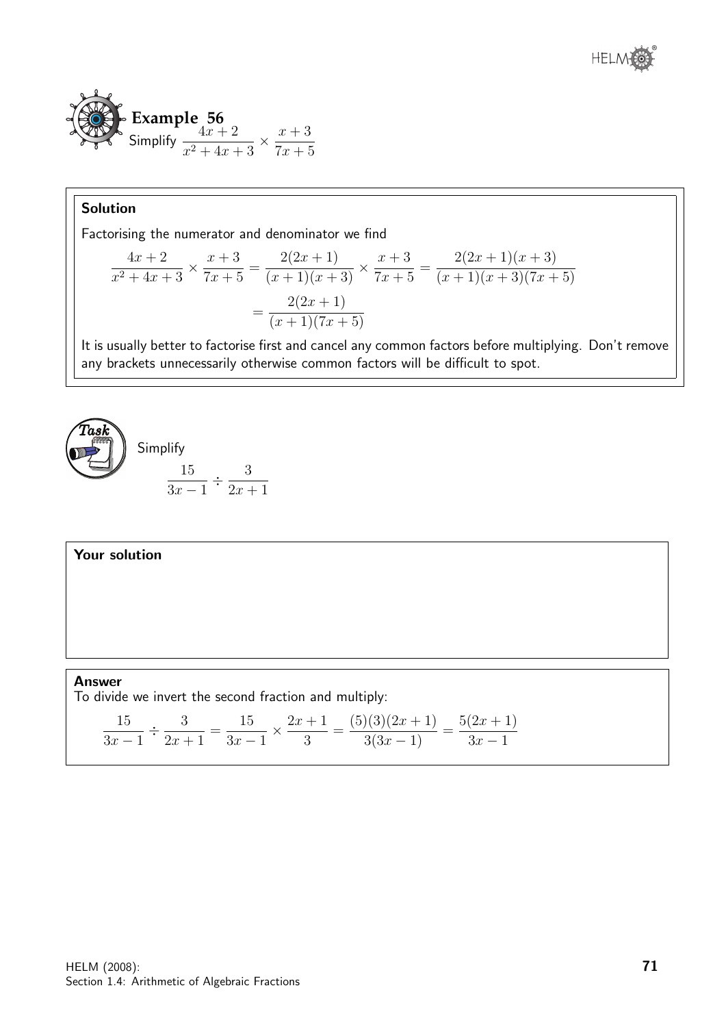**Example 56**

Simplify $\dfrac{4x+2}{x^2+4x+3} \times \dfrac{x+3}{7x+5}$

**Solution**

Factorising the numerator and denominator we find

$$\frac{4x+2}{x^2+4x+3} \times \frac{x+3}{7x+5} = \frac{2(2x+1)}{(x+1)(x+3)} \times \frac{x+3}{7x+5} = \frac{2(2x+1)(x+3)}{(x+1)(x+3)(7x+5)}$$

$$= \frac{2(2x+1)}{(x+1)(7x+5)}$$

It is usually better to factorise first and cancel any common factors before multiplying. Don't remove any brackets unnecessarily otherwise common factors will be difficult to spot.

**Task**

Simplify

$$\frac{15}{3x-1} \div \frac{3}{2x+1}$$

**Your solution**

**Answer**

To divide we invert the second fraction and multiply:

$$\frac{15}{3x-1} \div \frac{3}{2x+1} = \frac{15}{3x-1} \times \frac{2x+1}{3} = \frac{(5)(3)(2x+1)}{3(3x-1)} = \frac{5(2x+1)}{3x-1}$$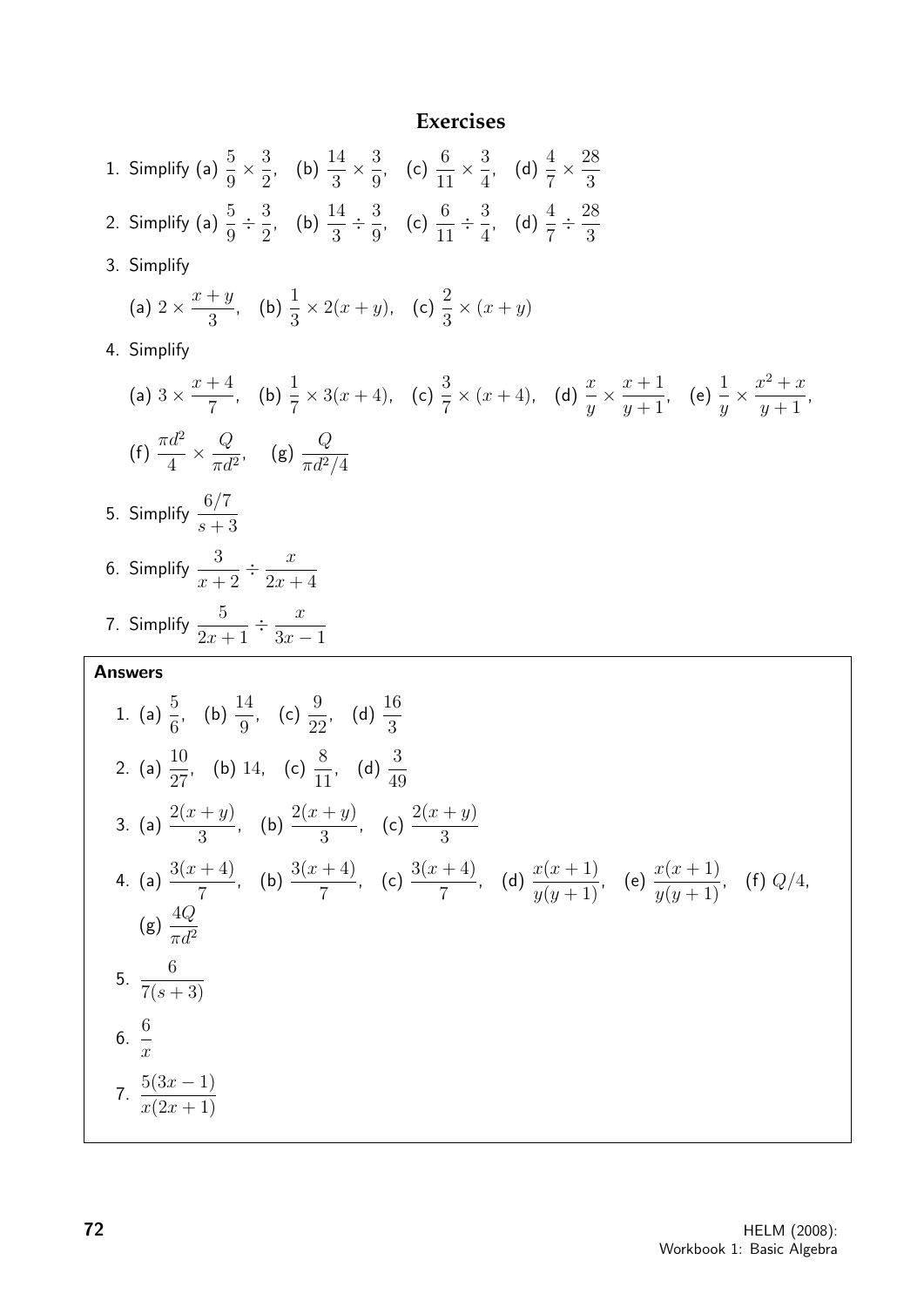## Exercises

1. Simplify (a) $\dfrac{5}{9} \times \dfrac{3}{2}$, (b) $\dfrac{14}{3} \times \dfrac{3}{9}$, (c) $\dfrac{6}{11} \times \dfrac{3}{4}$, (d) $\dfrac{4}{7} \times \dfrac{28}{3}$

2. Simplify (a) $\dfrac{5}{9} \div \dfrac{3}{2}$, (b) $\dfrac{14}{3} \div \dfrac{3}{9}$, (c) $\dfrac{6}{11} \div \dfrac{3}{4}$, (d) $\dfrac{4}{7} \div \dfrac{28}{3}$

3. Simplify

   (a) $2 \times \dfrac{x+y}{3}$, (b) $\dfrac{1}{3} \times 2(x+y)$, (c) $\dfrac{2}{3} \times (x+y)$

4. Simplify

   (a) $3 \times \dfrac{x+4}{7}$, (b) $\dfrac{1}{7} \times 3(x+4)$, (c) $\dfrac{3}{7} \times (x+4)$, (d) $\dfrac{x}{y} \times \dfrac{x+1}{y+1}$, (e) $\dfrac{1}{y} \times \dfrac{x^2+x}{y+1}$,

   (f) $\dfrac{\pi d^2}{4} \times \dfrac{Q}{\pi d^2}$, (g) $\dfrac{Q}{\pi d^2/4}$

5. Simplify $\dfrac{6/7}{s+3}$

6. Simplify $\dfrac{3}{x+2} \div \dfrac{x}{2x+4}$

7. Simplify $\dfrac{5}{2x+1} \div \dfrac{x}{3x-1}$

**Answers**

1. (a) $\dfrac{5}{6}$, (b) $\dfrac{14}{9}$, (c) $\dfrac{9}{22}$, (d) $\dfrac{16}{3}$

2. (a) $\dfrac{10}{27}$, (b) $14$, (c) $\dfrac{8}{11}$, (d) $\dfrac{3}{49}$

3. (a) $\dfrac{2(x+y)}{3}$, (b) $\dfrac{2(x+y)}{3}$, (c) $\dfrac{2(x+y)}{3}$

4. (a) $\dfrac{3(x+4)}{7}$, (b) $\dfrac{3(x+4)}{7}$, (c) $\dfrac{3(x+4)}{7}$, (d) $\dfrac{x(x+1)}{y(y+1)}$, (e) $\dfrac{x(x+1)}{y(y+1)}$, (f) $Q/4$,

   (g) $\dfrac{4Q}{\pi d^2}$

5. $\dfrac{6}{7(s+3)}$

6. $\dfrac{6}{x}$

7. $\dfrac{5(3x-1)}{x(2x+1)}$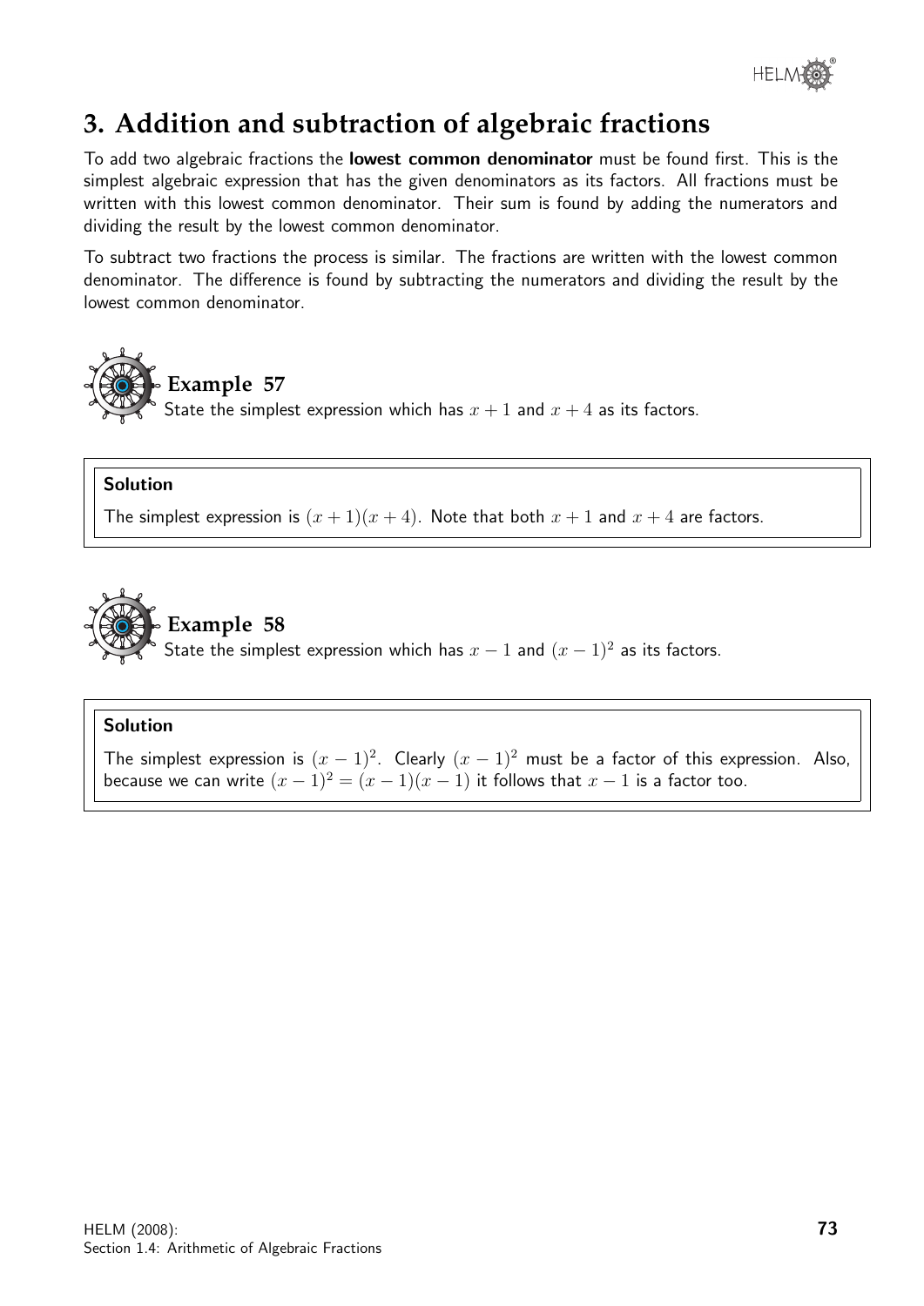## 3. Addition and subtraction of algebraic fractions

To add two algebraic fractions the **lowest common denominator** must be found first. This is the simplest algebraic expression that has the given denominators as its factors. All fractions must be written with this lowest common denominator. Their sum is found by adding the numerators and dividing the result by the lowest common denominator.

To subtract two fractions the process is similar. The fractions are written with the lowest common denominator. The difference is found by subtracting the numerators and dividing the result by the lowest common denominator.

### Example 57

State the simplest expression which has $x + 1$ and $x + 4$ as its factors.

**Solution**

The simplest expression is $(x + 1)(x + 4)$. Note that both $x + 1$ and $x + 4$ are factors.

### Example 58

State the simplest expression which has $x - 1$ and $(x - 1)^2$ as its factors.

**Solution**

The simplest expression is $(x - 1)^2$. Clearly $(x - 1)^2$ must be a factor of this expression. Also, because we can write $(x - 1)^2 = (x - 1)(x - 1)$ it follows that $x - 1$ is a factor too.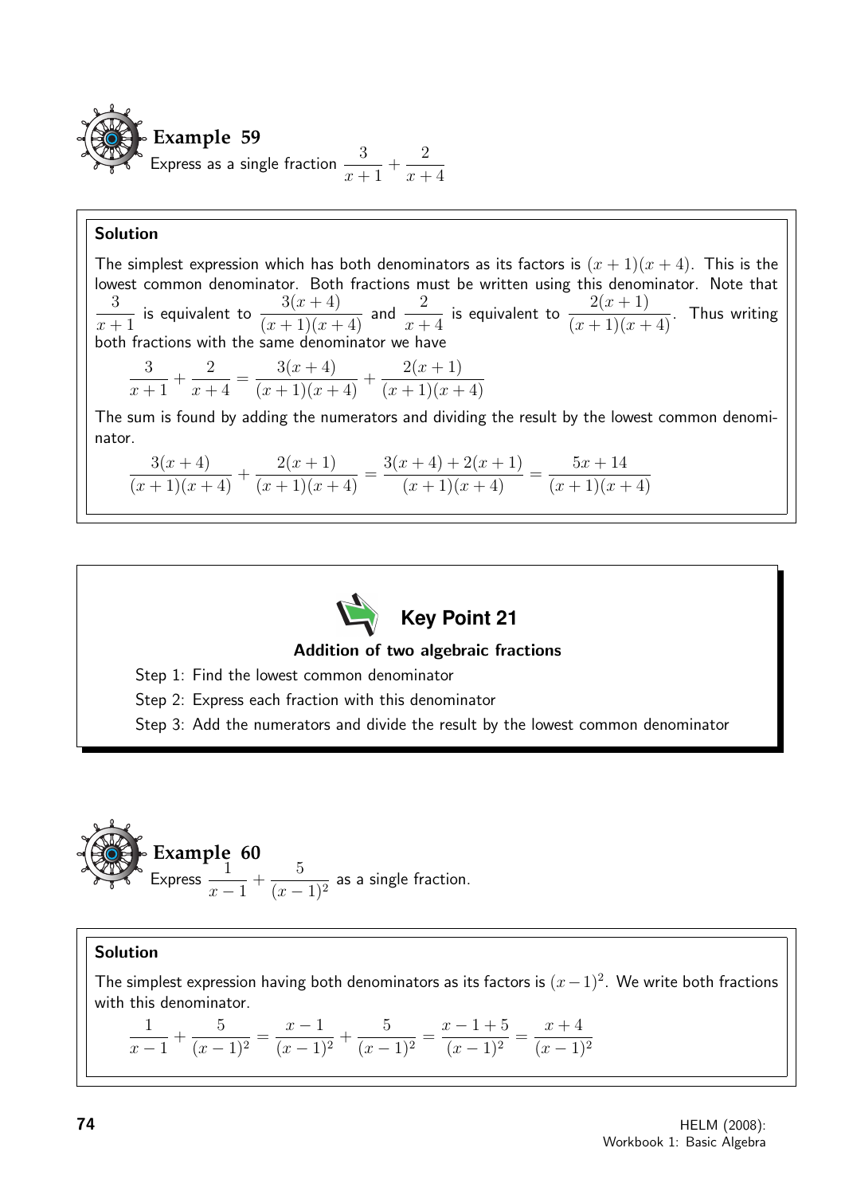**Example 59**

Express as a single fraction $\dfrac{3}{x+1} + \dfrac{2}{x+4}$

**Solution**

The simplest expression which has both denominators as its factors is $(x+1)(x+4)$. This is the lowest common denominator. Both fractions must be written using this denominator. Note that $\dfrac{3}{x+1}$ is equivalent to $\dfrac{3(x+4)}{(x+1)(x+4)}$ and $\dfrac{2}{x+4}$ is equivalent to $\dfrac{2(x+1)}{(x+1)(x+4)}$. Thus writing both fractions with the same denominator we have

$$\frac{3}{x+1} + \frac{2}{x+4} = \frac{3(x+4)}{(x+1)(x+4)} + \frac{2(x+1)}{(x+1)(x+4)}$$

The sum is found by adding the numerators and dividing the result by the lowest common denominator.

$$\frac{3(x+4)}{(x+1)(x+4)} + \frac{2(x+1)}{(x+1)(x+4)} = \frac{3(x+4)+2(x+1)}{(x+1)(x+4)} = \frac{5x+14}{(x+1)(x+4)}$$

**Key Point 21**

**Addition of two algebraic fractions**

Step 1: Find the lowest common denominator

Step 2: Express each fraction with this denominator

Step 3: Add the numerators and divide the result by the lowest common denominator

**Example 60**

Express $\dfrac{1}{x-1} + \dfrac{5}{(x-1)^2}$ as a single fraction.

**Solution**

The simplest expression having both denominators as its factors is $(x-1)^2$. We write both fractions with this denominator.

$$\frac{1}{x-1} + \frac{5}{(x-1)^2} = \frac{x-1}{(x-1)^2} + \frac{5}{(x-1)^2} = \frac{x-1+5}{(x-1)^2} = \frac{x+4}{(x-1)^2}$$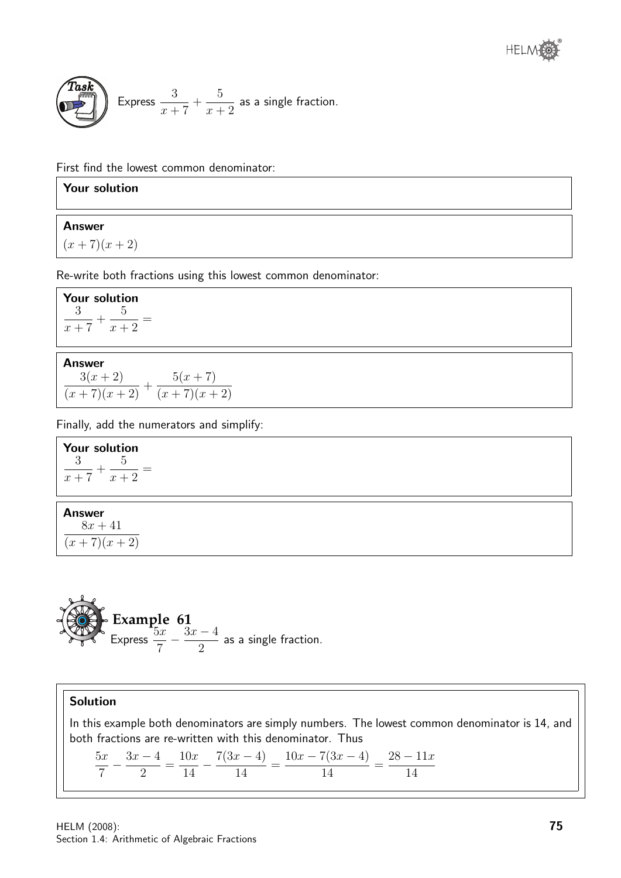**Task**

Express $\dfrac{3}{x+7} + \dfrac{5}{x+2}$ as a single fraction.

First find the lowest common denominator:

**Your solution**

**Answer**

$(x+7)(x+2)$

Re-write both fractions using this lowest common denominator:

**Your solution**

$\dfrac{3}{x+7} + \dfrac{5}{x+2} =$

**Answer**

$\dfrac{3(x+2)}{(x+7)(x+2)} + \dfrac{5(x+7)}{(x+7)(x+2)}$

Finally, add the numerators and simplify:

**Your solution**

$\dfrac{3}{x+7} + \dfrac{5}{x+2} =$

**Answer**

$\dfrac{8x+41}{(x+7)(x+2)}$

**Example 61**

Express $\dfrac{5x}{7} - \dfrac{3x-4}{2}$ as a single fraction.

**Solution**

In this example both denominators are simply numbers. The lowest common denominator is 14, and both fractions are re-written with this denominator. Thus

$$\frac{5x}{7} - \frac{3x-4}{2} = \frac{10x}{14} - \frac{7(3x-4)}{14} = \frac{10x - 7(3x-4)}{14} = \frac{28-11x}{14}$$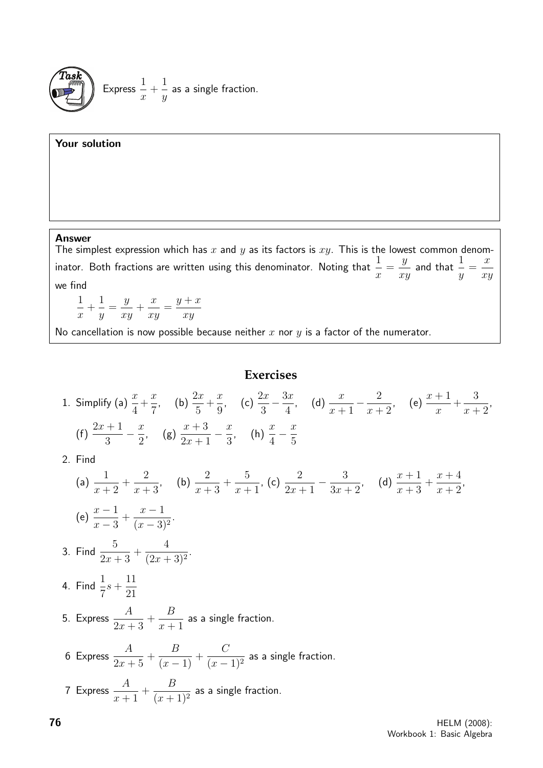**Task**

Express $\dfrac{1}{x} + \dfrac{1}{y}$ as a single fraction.

**Your solution**

**Answer**

The simplest expression which has $x$ and $y$ as its factors is $xy$. This is the lowest common denominator. Both fractions are written using this denominator. Noting that $\dfrac{1}{x} = \dfrac{y}{xy}$ and that $\dfrac{1}{y} = \dfrac{x}{xy}$ we find

$$\frac{1}{x} + \frac{1}{y} = \frac{y}{xy} + \frac{x}{xy} = \frac{y+x}{xy}$$

No cancellation is now possible because neither $x$ nor $y$ is a factor of the numerator.

## Exercises

1. Simplify (a) $\dfrac{x}{4}+\dfrac{x}{7}$, (b) $\dfrac{2x}{5}+\dfrac{x}{9}$, (c) $\dfrac{2x}{3}-\dfrac{3x}{4}$, (d) $\dfrac{x}{x+1}-\dfrac{2}{x+2}$, (e) $\dfrac{x+1}{x}+\dfrac{3}{x+2}$, (f) $\dfrac{2x+1}{3}-\dfrac{x}{2}$, (g) $\dfrac{x+3}{2x+1}-\dfrac{x}{3}$, (h) $\dfrac{x}{4}-\dfrac{x}{5}$

2. Find

   (a) $\dfrac{1}{x+2}+\dfrac{2}{x+3}$, (b) $\dfrac{2}{x+3}+\dfrac{5}{x+1}$, (c) $\dfrac{2}{2x+1}-\dfrac{3}{3x+2}$, (d) $\dfrac{x+1}{x+3}+\dfrac{x+4}{x+2}$,

   (e) $\dfrac{x-1}{x-3}+\dfrac{x-1}{(x-3)^2}$.

3. Find $\dfrac{5}{2x+3}+\dfrac{4}{(2x+3)^2}$.

4. Find $\dfrac{1}{7}s+\dfrac{11}{21}$

5. Express $\dfrac{A}{2x+3}+\dfrac{B}{x+1}$ as a single fraction.

6. Express $\dfrac{A}{2x+5}+\dfrac{B}{(x-1)}+\dfrac{C}{(x-1)^2}$ as a single fraction.

7. Express $\dfrac{A}{x+1}+\dfrac{B}{(x+1)^2}$ as a single fraction.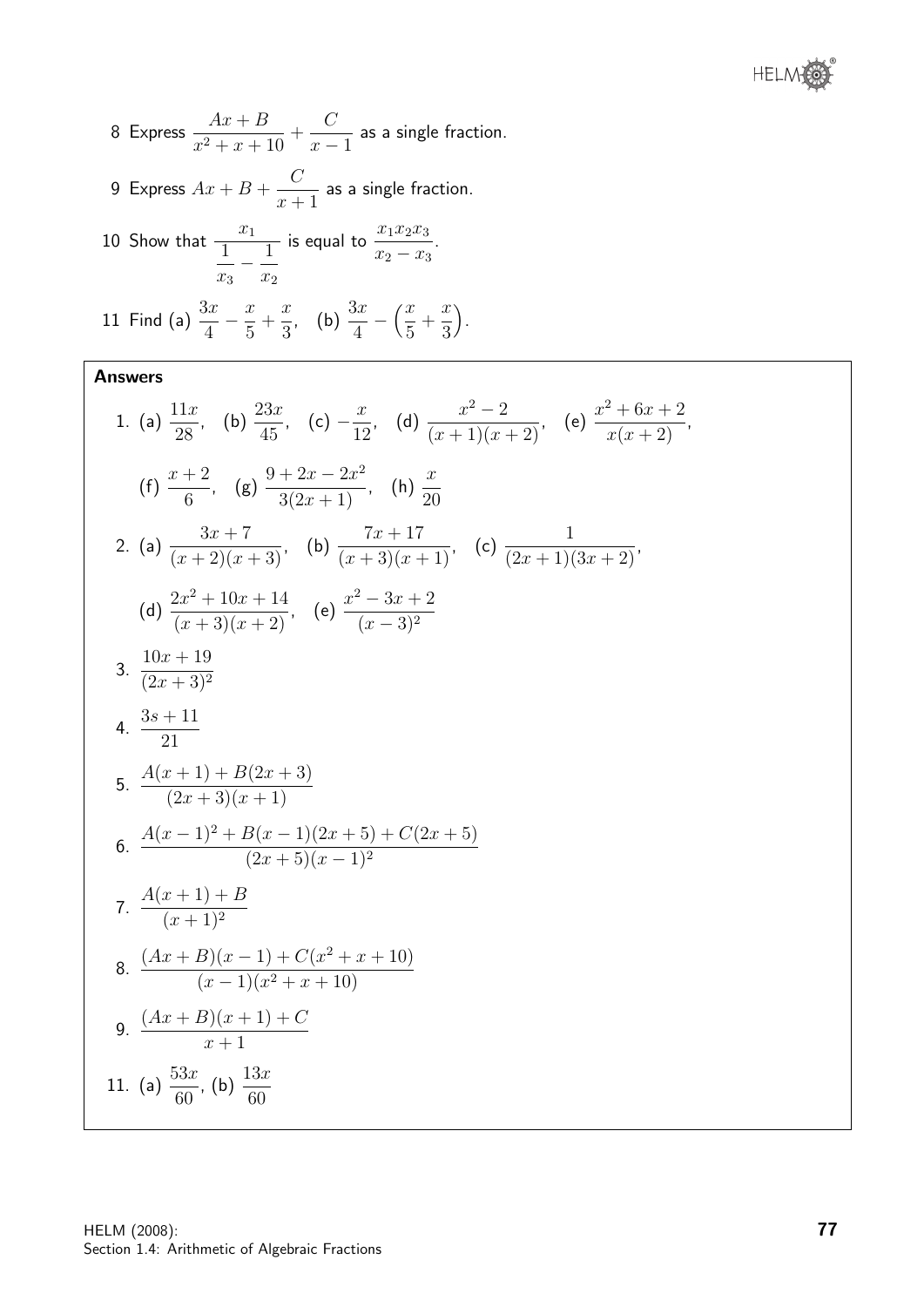8 Express $\dfrac{Ax+B}{x^2+x+10} + \dfrac{C}{x-1}$ as a single fraction.

9 Express $Ax + B + \dfrac{C}{x+1}$ as a single fraction.

10 Show that $\dfrac{x_1}{\dfrac{1}{x_3} - \dfrac{1}{x_2}}$ is equal to $\dfrac{x_1 x_2 x_3}{x_2 - x_3}$.

11 Find (a) $\dfrac{3x}{4} - \dfrac{x}{5} + \dfrac{x}{3}$, (b) $\dfrac{3x}{4} - \left(\dfrac{x}{5} + \dfrac{x}{3}\right)$.

**Answers**

1. (a) $\dfrac{11x}{28}$, (b) $\dfrac{23x}{45}$, (c) $-\dfrac{x}{12}$, (d) $\dfrac{x^2-2}{(x+1)(x+2)}$, (e) $\dfrac{x^2+6x+2}{x(x+2)}$,

   (f) $\dfrac{x+2}{6}$, (g) $\dfrac{9+2x-2x^2}{3(2x+1)}$, (h) $\dfrac{x}{20}$

2. (a) $\dfrac{3x+7}{(x+2)(x+3)}$, (b) $\dfrac{7x+17}{(x+3)(x+1)}$, (c) $\dfrac{1}{(2x+1)(3x+2)}$,

   (d) $\dfrac{2x^2+10x+14}{(x+3)(x+2)}$, (e) $\dfrac{x^2-3x+2}{(x-3)^2}$

3. $\dfrac{10x+19}{(2x+3)^2}$

4. $\dfrac{3s+11}{21}$

5. $\dfrac{A(x+1)+B(2x+3)}{(2x+3)(x+1)}$

6. $\dfrac{A(x-1)^2 + B(x-1)(2x+5) + C(2x+5)}{(2x+5)(x-1)^2}$

7. $\dfrac{A(x+1)+B}{(x+1)^2}$

8. $\dfrac{(Ax+B)(x-1) + C(x^2+x+10)}{(x-1)(x^2+x+10)}$

9. $\dfrac{(Ax+B)(x+1)+C}{x+1}$

11. (a) $\dfrac{53x}{60}$, (b) $\dfrac{13x}{60}$